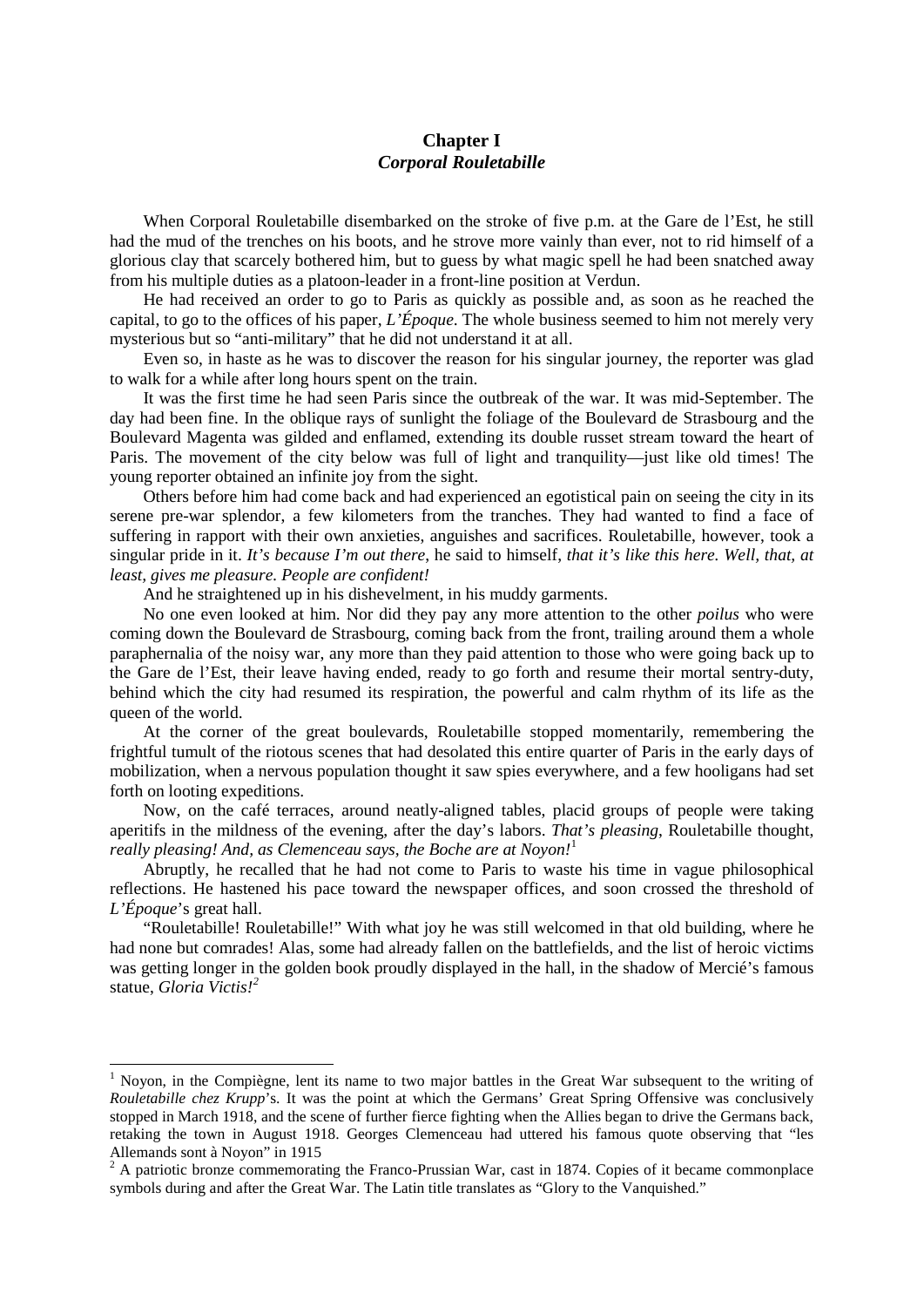# Chapter I
## *Corporal Rouletabille*

When Corporal Rouletabille disembarked on the stroke of five p.m. at the Gare de l'Est, he still had the mud of the trenches on his boots, and he strove more vainly than ever, not to rid himself of a glorious clay that scarcely bothered him, but to guess by what magic spell he had been snatched away from his multiple duties as a platoon-leader in a front-line position at Verdun.

He had received an order to go to Paris as quickly as possible and, as soon as he reached the capital, to go to the offices of his paper, *L'Époque*. The whole business seemed to him not merely very mysterious but so "anti-military" that he did not understand it at all.

Even so, in haste as he was to discover the reason for his singular journey, the reporter was glad to walk for a while after long hours spent on the train.

It was the first time he had seen Paris since the outbreak of the war. It was mid-September. The day had been fine. In the oblique rays of sunlight the foliage of the Boulevard de Strasbourg and the Boulevard Magenta was gilded and enflamed, extending its double russet stream toward the heart of Paris. The movement of the city below was full of light and tranquility—just like old times! The young reporter obtained an infinite joy from the sight.

Others before him had come back and had experienced an egotistical pain on seeing the city in its serene pre-war splendor, a few kilometers from the tranches. They had wanted to find a face of suffering in rapport with their own anxieties, anguishes and sacrifices. Rouletabille, however, took a singular pride in it. *It's because I'm out there,* he said to himself, *that it's like this here. Well, that, at least, gives me pleasure. People are confident!*

And he straightened up in his dishevelment, in his muddy garments.

No one even looked at him. Nor did they pay any more attention to the other *poilus* who were coming down the Boulevard de Strasbourg, coming back from the front, trailing around them a whole paraphernalia of the noisy war, any more than they paid attention to those who were going back up to the Gare de l'Est, their leave having ended, ready to go forth and resume their mortal sentry-duty, behind which the city had resumed its respiration, the powerful and calm rhythm of its life as the queen of the world.

At the corner of the great boulevards, Rouletabille stopped momentarily, remembering the frightful tumult of the riotous scenes that had desolated this entire quarter of Paris in the early days of mobilization, when a nervous population thought it saw spies everywhere, and a few hooligans had set forth on looting expeditions.

Now, on the café terraces, around neatly-aligned tables, placid groups of people were taking aperitifs in the mildness of the evening, after the day's labors. *That's pleasing*, Rouletabille thought, *really pleasing! And, as Clemenceau says, the Boche are at Noyon!*[1]

Abruptly, he recalled that he had not come to Paris to waste his time in vague philosophical reflections. He hastened his pace toward the newspaper offices, and soon crossed the threshold of *L'Époque*'s great hall.

"Rouletabille! Rouletabille!" With what joy he was still welcomed in that old building, where he had none but comrades! Alas, some had already fallen on the battlefields, and the list of heroic victims was getting longer in the golden book proudly displayed in the hall, in the shadow of Mercié's famous statue, *Gloria Victis!*[2]

---

[1] Noyon, in the Compiègne, lent its name to two major battles in the Great War subsequent to the writing of *Rouletabille chez Krupp*'s. It was the point at which the Germans' Great Spring Offensive was conclusively stopped in March 1918, and the scene of further fierce fighting when the Allies began to drive the Germans back, retaking the town in August 1918. Georges Clemenceau had uttered his famous quote observing that "les Allemands sont à Noyon" in 1915

[2] A patriotic bronze commemorating the Franco-Prussian War, cast in 1874. Copies of it became commonplace symbols during and after the Great War. The Latin title translates as "Glory to the Vanquished."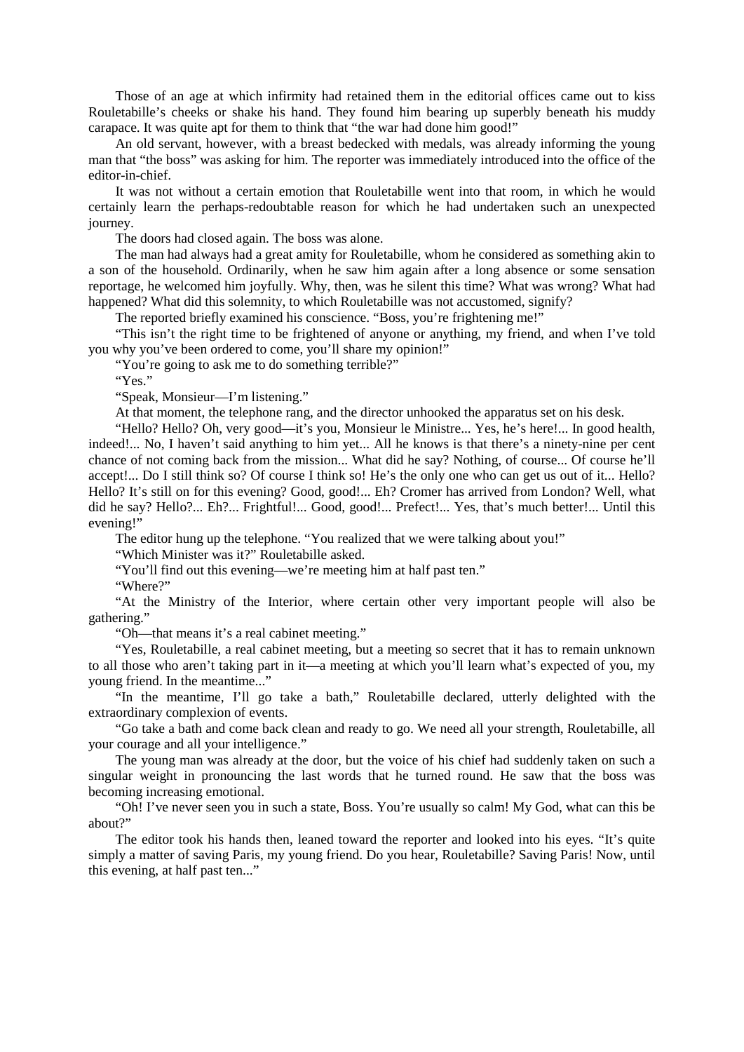Those of an age at which infirmity had retained them in the editorial offices came out to kiss Rouletabille's cheeks or shake his hand. They found him bearing up superbly beneath his muddy carapace. It was quite apt for them to think that "the war had done him good!"

An old servant, however, with a breast bedecked with medals, was already informing the young man that "the boss" was asking for him. The reporter was immediately introduced into the office of the editor-in-chief.

It was not without a certain emotion that Rouletabille went into that room, in which he would certainly learn the perhaps-redoubtable reason for which he had undertaken such an unexpected journey.

The doors had closed again. The boss was alone.

The man had always had a great amity for Rouletabille, whom he considered as something akin to a son of the household. Ordinarily, when he saw him again after a long absence or some sensation reportage, he welcomed him joyfully. Why, then, was he silent this time? What was wrong? What had happened? What did this solemnity, to which Rouletabille was not accustomed, signify?

The reported briefly examined his conscience. "Boss, you're frightening me!"

"This isn't the right time to be frightened of anyone or anything, my friend, and when I've told you why you've been ordered to come, you'll share my opinion!"

"You're going to ask me to do something terrible?"

"Yes."

"Speak, Monsieur—I'm listening."

At that moment, the telephone rang, and the director unhooked the apparatus set on his desk.

"Hello? Hello? Oh, very good—it's you, Monsieur le Ministre... Yes, he's here!... In good health, indeed!... No, I haven't said anything to him yet... All he knows is that there's a ninety-nine per cent chance of not coming back from the mission... What did he say? Nothing, of course... Of course he'll accept!... Do I still think so? Of course I think so! He's the only one who can get us out of it... Hello? Hello? It's still on for this evening? Good, good!... Eh? Cromer has arrived from London? Well, what did he say? Hello?... Eh?... Frightful!... Good, good!... Prefect!... Yes, that's much better!... Until this evening!"

The editor hung up the telephone. "You realized that we were talking about you!"

"Which Minister was it?" Rouletabille asked.

"You'll find out this evening—we're meeting him at half past ten."

"Where?"

"At the Ministry of the Interior, where certain other very important people will also be gathering."

"Oh—that means it's a real cabinet meeting."

"Yes, Rouletabille, a real cabinet meeting, but a meeting so secret that it has to remain unknown to all those who aren't taking part in it—a meeting at which you'll learn what's expected of you, my young friend. In the meantime..."

"In the meantime, I'll go take a bath," Rouletabille declared, utterly delighted with the extraordinary complexion of events.

"Go take a bath and come back clean and ready to go. We need all your strength, Rouletabille, all your courage and all your intelligence."

The young man was already at the door, but the voice of his chief had suddenly taken on such a singular weight in pronouncing the last words that he turned round. He saw that the boss was becoming increasing emotional.

"Oh! I've never seen you in such a state, Boss. You're usually so calm! My God, what can this be about?"

The editor took his hands then, leaned toward the reporter and looked into his eyes. "It's quite simply a matter of saving Paris, my young friend. Do you hear, Rouletabille? Saving Paris! Now, until this evening, at half past ten..."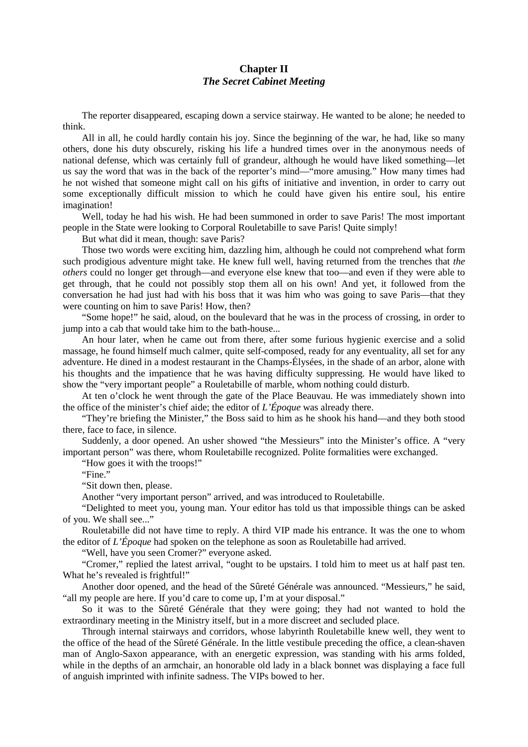## Chapter II
### *The Secret Cabinet Meeting*

The reporter disappeared, escaping down a service stairway. He wanted to be alone; he needed to think.

All in all, he could hardly contain his joy. Since the beginning of the war, he had, like so many others, done his duty obscurely, risking his life a hundred times over in the anonymous needs of national defense, which was certainly full of grandeur, although he would have liked something—let us say the word that was in the back of the reporter's mind—"more amusing." How many times had he not wished that someone might call on his gifts of initiative and invention, in order to carry out some exceptionally difficult mission to which he could have given his entire soul, his entire imagination!

Well, today he had his wish. He had been summoned in order to save Paris! The most important people in the State were looking to Corporal Rouletabille to save Paris! Quite simply!

But what did it mean, though: save Paris?

Those two words were exciting him, dazzling him, although he could not comprehend what form such prodigious adventure might take. He knew full well, having returned from the trenches that *the others* could no longer get through—and everyone else knew that too—and even if they were able to get through, that he could not possibly stop them all on his own! And yet, it followed from the conversation he had just had with his boss that it was him who was going to save Paris—that they were counting on him to save Paris! How, then?

"Some hope!" he said, aloud, on the boulevard that he was in the process of crossing, in order to jump into a cab that would take him to the bath-house...

An hour later, when he came out from there, after some furious hygienic exercise and a solid massage, he found himself much calmer, quite self-composed, ready for any eventuality, all set for any adventure. He dined in a modest restaurant in the Champs-Élysées, in the shade of an arbor, alone with his thoughts and the impatience that he was having difficulty suppressing. He would have liked to show the "very important people" a Rouletabille of marble, whom nothing could disturb.

At ten o'clock he went through the gate of the Place Beauvau. He was immediately shown into the office of the minister's chief aide; the editor of *L'Époque* was already there.

"They're briefing the Minister," the Boss said to him as he shook his hand—and they both stood there, face to face, in silence.

Suddenly, a door opened. An usher showed "the Messieurs" into the Minister's office. A "very important person" was there, whom Rouletabille recognized. Polite formalities were exchanged.

"How goes it with the troops!"

"Fine."

"Sit down then, please.

Another "very important person" arrived, and was introduced to Rouletabille.

"Delighted to meet you, young man. Your editor has told us that impossible things can be asked of you. We shall see..."

Rouletabille did not have time to reply. A third VIP made his entrance. It was the one to whom the editor of *L'Époque* had spoken on the telephone as soon as Rouletabille had arrived.

"Well, have you seen Cromer?" everyone asked.

"Cromer," replied the latest arrival, "ought to be upstairs. I told him to meet us at half past ten. What he's revealed is frightful!"

Another door opened, and the head of the Sûreté Générale was announced. "Messieurs," he said, "all my people are here. If you'd care to come up, I'm at your disposal."

So it was to the Sûreté Générale that they were going; they had not wanted to hold the extraordinary meeting in the Ministry itself, but in a more discreet and secluded place.

Through internal stairways and corridors, whose labyrinth Rouletabille knew well, they went to the office of the head of the Sûreté Générale. In the little vestibule preceding the office, a clean-shaven man of Anglo-Saxon appearance, with an energetic expression, was standing with his arms folded, while in the depths of an armchair, an honorable old lady in a black bonnet was displaying a face full of anguish imprinted with infinite sadness. The VIPs bowed to her.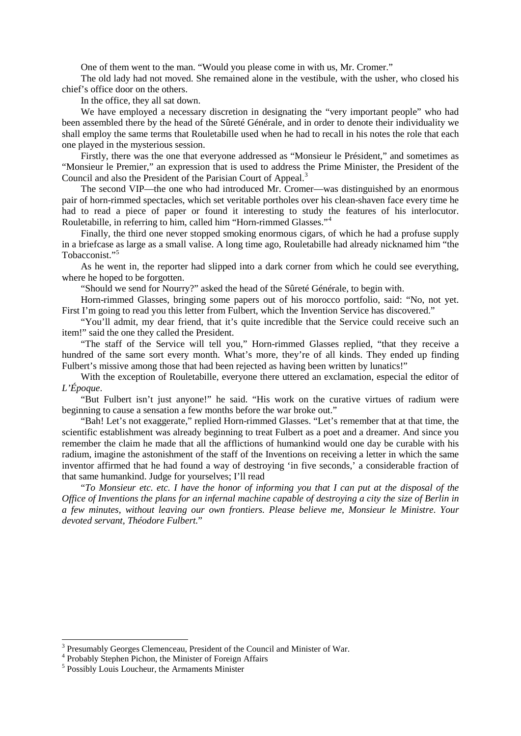One of them went to the man. "Would you please come in with us, Mr. Cromer."

The old lady had not moved. She remained alone in the vestibule, with the usher, who closed his chief's office door on the others.

In the office, they all sat down.

We have employed a necessary discretion in designating the "very important people" who had been assembled there by the head of the Sûreté Générale, and in order to denote their individuality we shall employ the same terms that Rouletabille used when he had to recall in his notes the role that each one played in the mysterious session.

Firstly, there was the one that everyone addressed as "Monsieur le Président," and sometimes as "Monsieur le Premier," an expression that is used to address the Prime Minister, the President of the Council and also the President of the Parisian Court of Appeal.[3]

The second VIP—the one who had introduced Mr. Cromer—was distinguished by an enormous pair of horn-rimmed spectacles, which set veritable portholes over his clean-shaven face every time he had to read a piece of paper or found it interesting to study the features of his interlocutor. Rouletabille, in referring to him, called him "Horn-rimmed Glasses."[4]

Finally, the third one never stopped smoking enormous cigars, of which he had a profuse supply in a briefcase as large as a small valise. A long time ago, Rouletabille had already nicknamed him "the Tobacconist."[5]

As he went in, the reporter had slipped into a dark corner from which he could see everything, where he hoped to be forgotten.

"Should we send for Nourry?" asked the head of the Sûreté Générale, to begin with.

Horn-rimmed Glasses, bringing some papers out of his morocco portfolio, said: "No, not yet. First I'm going to read you this letter from Fulbert, which the Invention Service has discovered."

"You'll admit, my dear friend, that it's quite incredible that the Service could receive such an item!" said the one they called the President.

"The staff of the Service will tell you," Horn-rimmed Glasses replied, "that they receive a hundred of the same sort every month. What's more, they're of all kinds. They ended up finding Fulbert's missive among those that had been rejected as having been written by lunatics!"

With the exception of Rouletabille, everyone there uttered an exclamation, especial the editor of *L'Époque*.

"But Fulbert isn't just anyone!" he said. "His work on the curative virtues of radium were beginning to cause a sensation a few months before the war broke out."

"Bah! Let's not exaggerate," replied Horn-rimmed Glasses. "Let's remember that at that time, the scientific establishment was already beginning to treat Fulbert as a poet and a dreamer. And since you remember the claim he made that all the afflictions of humankind would one day be curable with his radium, imagine the astonishment of the staff of the Inventions on receiving a letter in which the same inventor affirmed that he had found a way of destroying 'in five seconds,' a considerable fraction of that same humankind. Judge for yourselves; I'll read

"*To Monsieur etc. etc. I have the honor of informing you that I can put at the disposal of the Office of Inventions the plans for an infernal machine capable of destroying a city the size of Berlin in a few minutes, without leaving our own frontiers. Please believe me, Monsieur le Ministre. Your devoted servant, Théodore Fulbert.*"

---

[3] Presumably Georges Clemenceau, President of the Council and Minister of War.

[4] Probably Stephen Pichon, the Minister of Foreign Affairs

[5] Possibly Louis Loucheur, the Armaments Minister